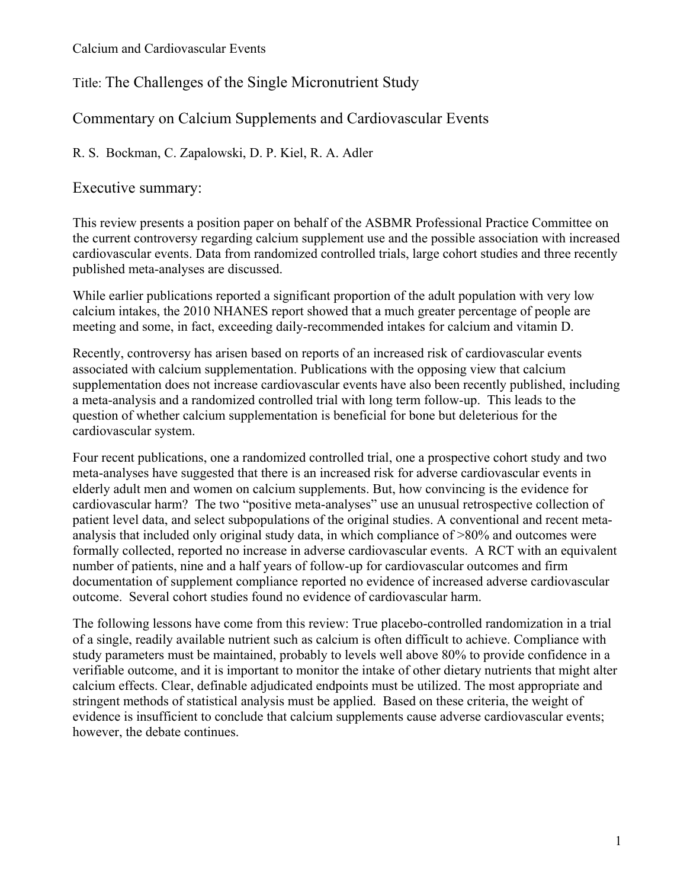Title: The Challenges of the Single Micronutrient Study

Commentary on Calcium Supplements and Cardiovascular Events

R. S. Bockman, C. Zapalowski, D. P. Kiel, R. A. Adler

## Executive summary:

This review presents a position paper on behalf of the ASBMR Professional Practice Committee on the current controversy regarding calcium supplement use and the possible association with increased cardiovascular events. Data from randomized controlled trials, large cohort studies and three recently published meta-analyses are discussed.

While earlier publications reported a significant proportion of the adult population with very low calcium intakes, the 2010 NHANES report showed that a much greater percentage of people are meeting and some, in fact, exceeding daily-recommended intakes for calcium and vitamin D.

Recently, controversy has arisen based on reports of an increased risk of cardiovascular events associated with calcium supplementation. Publications with the opposing view that calcium supplementation does not increase cardiovascular events have also been recently published, including a meta-analysis and a randomized controlled trial with long term follow-up. This leads to the question of whether calcium supplementation is beneficial for bone but deleterious for the cardiovascular system.

Four recent publications, one a randomized controlled trial, one a prospective cohort study and two meta-analyses have suggested that there is an increased risk for adverse cardiovascular events in elderly adult men and women on calcium supplements. But, how convincing is the evidence for cardiovascular harm? The two "positive meta-analyses" use an unusual retrospective collection of patient level data, and select subpopulations of the original studies. A conventional and recent meta-analysis that included only original study data, in which compliance of >80% and outcomes were formally collected, reported no increase in adverse cardiovascular events. A RCT with an equivalent number of patients, nine and a half years of follow-up for cardiovascular outcomes and firm documentation of supplement compliance reported no evidence of increased adverse cardiovascular outcome. Several cohort studies found no evidence of cardiovascular harm.

The following lessons have come from this review: True placebo-controlled randomization in a trial of a single, readily available nutrient such as calcium is often difficult to achieve. Compliance with study parameters must be maintained, probably to levels well above 80% to provide confidence in a verifiable outcome, and it is important to monitor the intake of other dietary nutrients that might alter calcium effects. Clear, definable adjudicated endpoints must be utilized. The most appropriate and stringent methods of statistical analysis must be applied. Based on these criteria, the weight of evidence is insufficient to conclude that calcium supplements cause adverse cardiovascular events; however, the debate continues.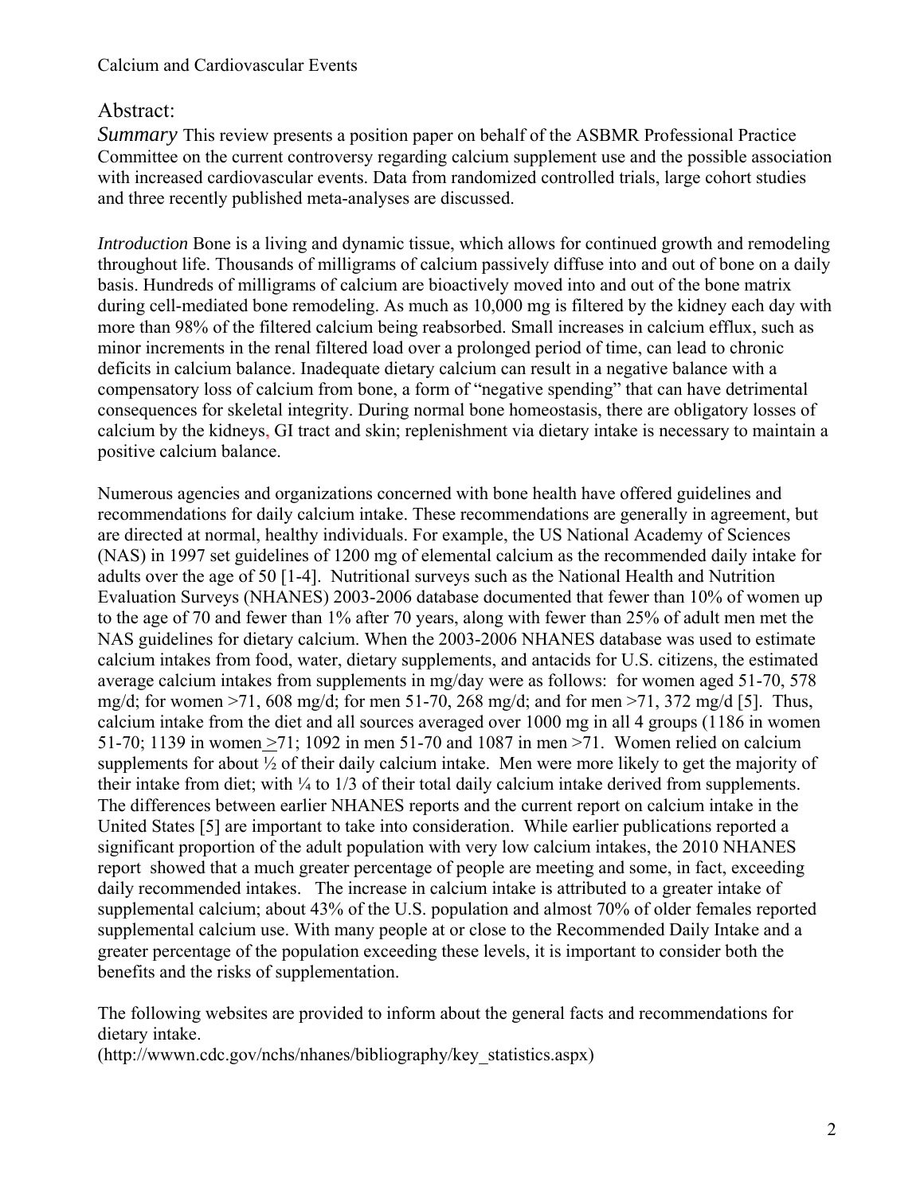Calcium and Cardiovascular Events

## Abstract:

*Summary* This review presents a position paper on behalf of the ASBMR Professional Practice Committee on the current controversy regarding calcium supplement use and the possible association with increased cardiovascular events. Data from randomized controlled trials, large cohort studies and three recently published meta-analyses are discussed.

*Introduction* Bone is a living and dynamic tissue, which allows for continued growth and remodeling throughout life. Thousands of milligrams of calcium passively diffuse into and out of bone on a daily basis. Hundreds of milligrams of calcium are bioactively moved into and out of the bone matrix during cell-mediated bone remodeling. As much as 10,000 mg is filtered by the kidney each day with more than 98% of the filtered calcium being reabsorbed. Small increases in calcium efflux, such as minor increments in the renal filtered load over a prolonged period of time, can lead to chronic deficits in calcium balance. Inadequate dietary calcium can result in a negative balance with a compensatory loss of calcium from bone, a form of "negative spending" that can have detrimental consequences for skeletal integrity. During normal bone homeostasis, there are obligatory losses of calcium by the kidneys, GI tract and skin; replenishment via dietary intake is necessary to maintain a positive calcium balance.

Numerous agencies and organizations concerned with bone health have offered guidelines and recommendations for daily calcium intake. These recommendations are generally in agreement, but are directed at normal, healthy individuals. For example, the US National Academy of Sciences (NAS) in 1997 set guidelines of 1200 mg of elemental calcium as the recommended daily intake for adults over the age of 50 [1-4]. Nutritional surveys such as the National Health and Nutrition Evaluation Surveys (NHANES) 2003-2006 database documented that fewer than 10% of women up to the age of 70 and fewer than 1% after 70 years, along with fewer than 25% of adult men met the NAS guidelines for dietary calcium. When the 2003-2006 NHANES database was used to estimate calcium intakes from food, water, dietary supplements, and antacids for U.S. citizens, the estimated average calcium intakes from supplements in mg/day were as follows: for women aged 51-70, 578 mg/d; for women >71, 608 mg/d; for men 51-70, 268 mg/d; and for men >71, 372 mg/d [5]. Thus, calcium intake from the diet and all sources averaged over 1000 mg in all 4 groups (1186 in women 51-70; 1139 in women ≥71; 1092 in men 51-70 and 1087 in men >71. Women relied on calcium supplements for about ½ of their daily calcium intake. Men were more likely to get the majority of their intake from diet; with ¼ to 1/3 of their total daily calcium intake derived from supplements. The differences between earlier NHANES reports and the current report on calcium intake in the United States [5] are important to take into consideration. While earlier publications reported a significant proportion of the adult population with very low calcium intakes, the 2010 NHANES report showed that a much greater percentage of people are meeting and some, in fact, exceeding daily recommended intakes. The increase in calcium intake is attributed to a greater intake of supplemental calcium; about 43% of the U.S. population and almost 70% of older females reported supplemental calcium use. With many people at or close to the Recommended Daily Intake and a greater percentage of the population exceeding these levels, it is important to consider both the benefits and the risks of supplementation.

The following websites are provided to inform about the general facts and recommendations for dietary intake.
(http://wwwn.cdc.gov/nchs/nhanes/bibliography/key_statistics.aspx)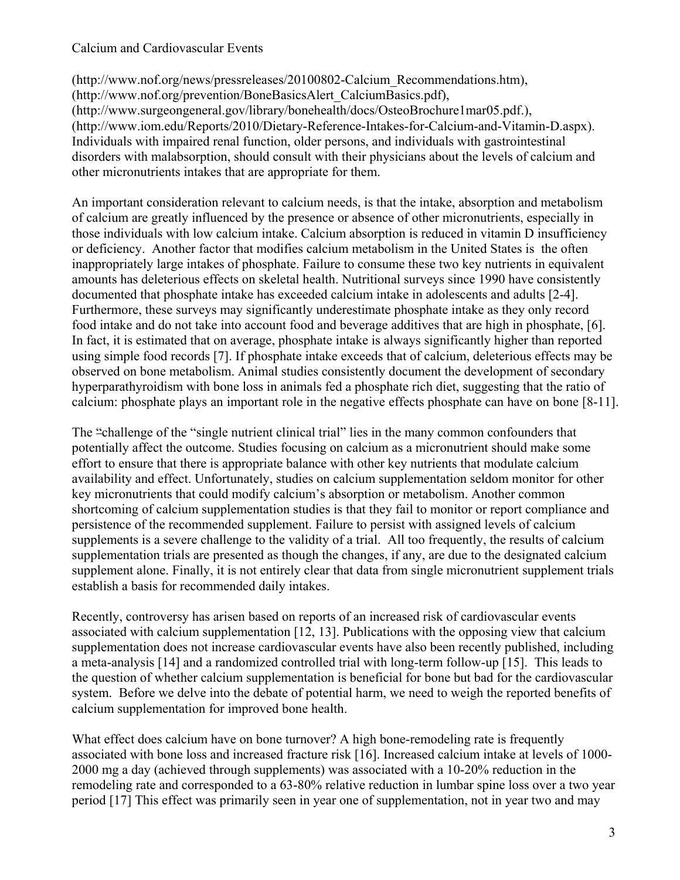(http://www.nof.org/news/pressreleases/20100802-Calcium_Recommendations.htm), (http://www.nof.org/prevention/BoneBasicsAlert_CalciumBasics.pdf), (http://www.surgeongeneral.gov/library/bonehealth/docs/OsteoBrochure1mar05.pdf.), (http://www.iom.edu/Reports/2010/Dietary-Reference-Intakes-for-Calcium-and-Vitamin-D.aspx). Individuals with impaired renal function, older persons, and individuals with gastrointestinal disorders with malabsorption, should consult with their physicians about the levels of calcium and other micronutrients intakes that are appropriate for them.

An important consideration relevant to calcium needs, is that the intake, absorption and metabolism of calcium are greatly influenced by the presence or absence of other micronutrients, especially in those individuals with low calcium intake. Calcium absorption is reduced in vitamin D insufficiency or deficiency. Another factor that modifies calcium metabolism in the United States is the often inappropriately large intakes of phosphate. Failure to consume these two key nutrients in equivalent amounts has deleterious effects on skeletal health. Nutritional surveys since 1990 have consistently documented that phosphate intake has exceeded calcium intake in adolescents and adults [2-4]. Furthermore, these surveys may significantly underestimate phosphate intake as they only record food intake and do not take into account food and beverage additives that are high in phosphate, [6]. In fact, it is estimated that on average, phosphate intake is always significantly higher than reported using simple food records [7]. If phosphate intake exceeds that of calcium, deleterious effects may be observed on bone metabolism. Animal studies consistently document the development of secondary hyperparathyroidism with bone loss in animals fed a phosphate rich diet, suggesting that the ratio of calcium: phosphate plays an important role in the negative effects phosphate can have on bone [8-11].

The "challenge of the "single nutrient clinical trial" lies in the many common confounders that potentially affect the outcome. Studies focusing on calcium as a micronutrient should make some effort to ensure that there is appropriate balance with other key nutrients that modulate calcium availability and effect. Unfortunately, studies on calcium supplementation seldom monitor for other key micronutrients that could modify calcium's absorption or metabolism. Another common shortcoming of calcium supplementation studies is that they fail to monitor or report compliance and persistence of the recommended supplement. Failure to persist with assigned levels of calcium supplements is a severe challenge to the validity of a trial. All too frequently, the results of calcium supplementation trials are presented as though the changes, if any, are due to the designated calcium supplement alone. Finally, it is not entirely clear that data from single micronutrient supplement trials establish a basis for recommended daily intakes.

Recently, controversy has arisen based on reports of an increased risk of cardiovascular events associated with calcium supplementation [12, 13]. Publications with the opposing view that calcium supplementation does not increase cardiovascular events have also been recently published, including a meta-analysis [14] and a randomized controlled trial with long-term follow-up [15]. This leads to the question of whether calcium supplementation is beneficial for bone but bad for the cardiovascular system. Before we delve into the debate of potential harm, we need to weigh the reported benefits of calcium supplementation for improved bone health.

What effect does calcium have on bone turnover? A high bone-remodeling rate is frequently associated with bone loss and increased fracture risk [16]. Increased calcium intake at levels of 1000-2000 mg a day (achieved through supplements) was associated with a 10-20% reduction in the remodeling rate and corresponded to a 63-80% relative reduction in lumbar spine loss over a two year period [17] This effect was primarily seen in year one of supplementation, not in year two and may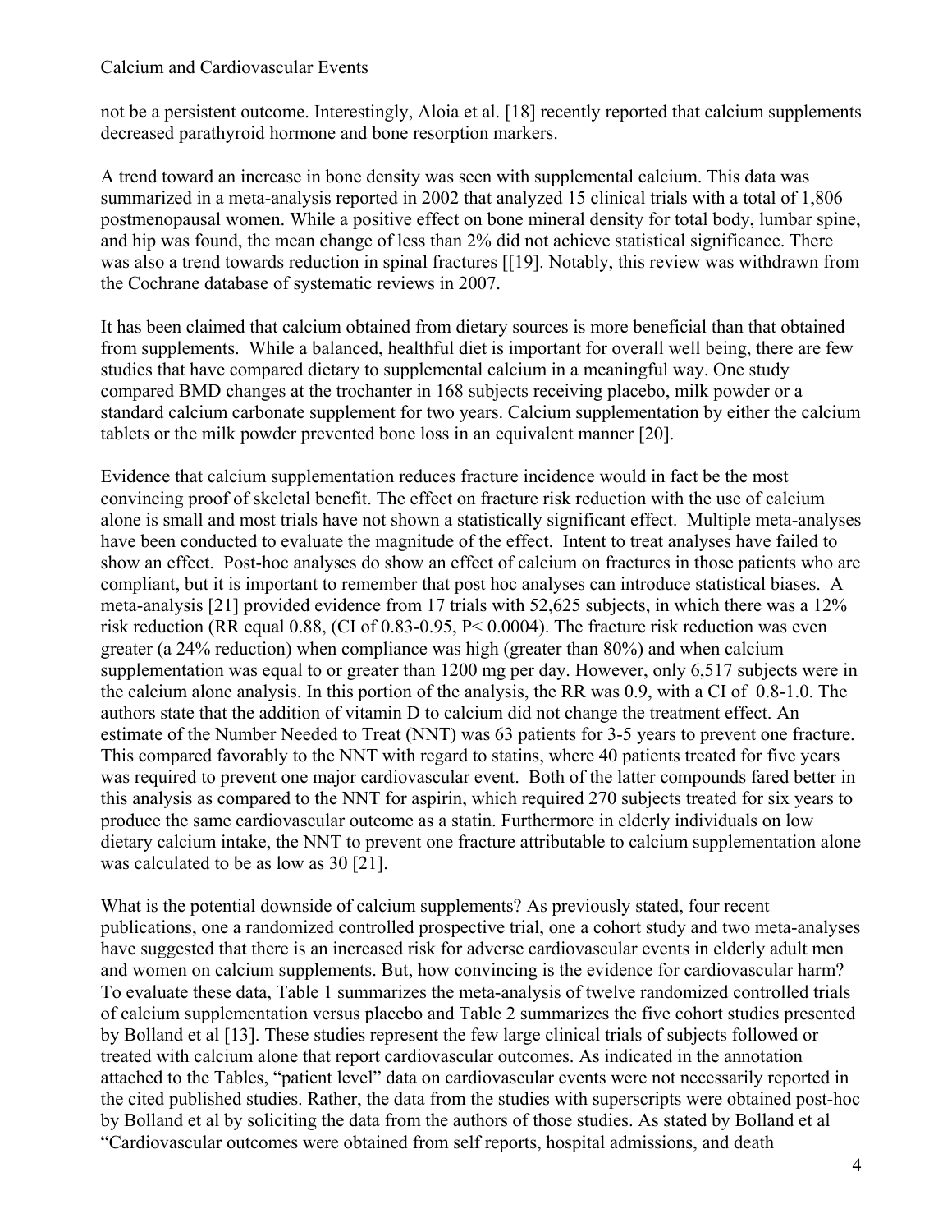not be a persistent outcome. Interestingly, Aloia et al. [18] recently reported that calcium supplements decreased parathyroid hormone and bone resorption markers.

A trend toward an increase in bone density was seen with supplemental calcium. This data was summarized in a meta-analysis reported in 2002 that analyzed 15 clinical trials with a total of 1,806 postmenopausal women. While a positive effect on bone mineral density for total body, lumbar spine, and hip was found, the mean change of less than 2% did not achieve statistical significance. There was also a trend towards reduction in spinal fractures [[19]. Notably, this review was withdrawn from the Cochrane database of systematic reviews in 2007.

It has been claimed that calcium obtained from dietary sources is more beneficial than that obtained from supplements. While a balanced, healthful diet is important for overall well being, there are few studies that have compared dietary to supplemental calcium in a meaningful way. One study compared BMD changes at the trochanter in 168 subjects receiving placebo, milk powder or a standard calcium carbonate supplement for two years. Calcium supplementation by either the calcium tablets or the milk powder prevented bone loss in an equivalent manner [20].

Evidence that calcium supplementation reduces fracture incidence would in fact be the most convincing proof of skeletal benefit. The effect on fracture risk reduction with the use of calcium alone is small and most trials have not shown a statistically significant effect. Multiple meta-analyses have been conducted to evaluate the magnitude of the effect. Intent to treat analyses have failed to show an effect. Post-hoc analyses do show an effect of calcium on fractures in those patients who are compliant, but it is important to remember that post hoc analyses can introduce statistical biases. A meta-analysis [21] provided evidence from 17 trials with 52,625 subjects, in which there was a 12% risk reduction (RR equal 0.88, (CI of 0.83-0.95, P< 0.0004). The fracture risk reduction was even greater (a 24% reduction) when compliance was high (greater than 80%) and when calcium supplementation was equal to or greater than 1200 mg per day. However, only 6,517 subjects were in the calcium alone analysis. In this portion of the analysis, the RR was 0.9, with a CI of 0.8-1.0. The authors state that the addition of vitamin D to calcium did not change the treatment effect. An estimate of the Number Needed to Treat (NNT) was 63 patients for 3-5 years to prevent one fracture. This compared favorably to the NNT with regard to statins, where 40 patients treated for five years was required to prevent one major cardiovascular event. Both of the latter compounds fared better in this analysis as compared to the NNT for aspirin, which required 270 subjects treated for six years to produce the same cardiovascular outcome as a statin. Furthermore in elderly individuals on low dietary calcium intake, the NNT to prevent one fracture attributable to calcium supplementation alone was calculated to be as low as 30 [21].

What is the potential downside of calcium supplements? As previously stated, four recent publications, one a randomized controlled prospective trial, one a cohort study and two meta-analyses have suggested that there is an increased risk for adverse cardiovascular events in elderly adult men and women on calcium supplements. But, how convincing is the evidence for cardiovascular harm? To evaluate these data, Table 1 summarizes the meta-analysis of twelve randomized controlled trials of calcium supplementation versus placebo and Table 2 summarizes the five cohort studies presented by Bolland et al [13]. These studies represent the few large clinical trials of subjects followed or treated with calcium alone that report cardiovascular outcomes. As indicated in the annotation attached to the Tables, "patient level" data on cardiovascular events were not necessarily reported in the cited published studies. Rather, the data from the studies with superscripts were obtained post-hoc by Bolland et al by soliciting the data from the authors of those studies. As stated by Bolland et al "Cardiovascular outcomes were obtained from self reports, hospital admissions, and death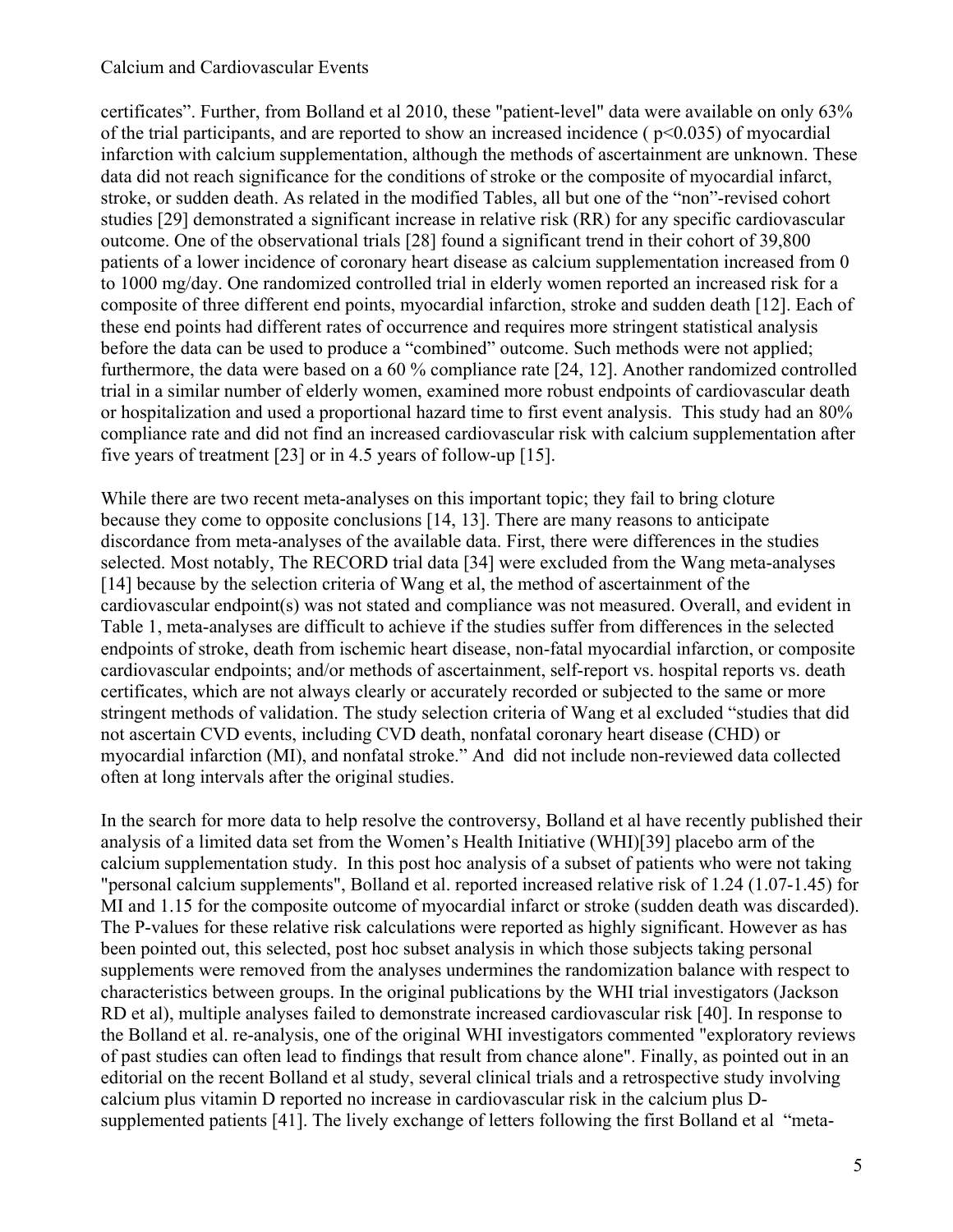certificates". Further, from Bolland et al 2010, these "patient-level" data were available on only 63% of the trial participants, and are reported to show an increased incidence ( $p<0.035$) of myocardial infarction with calcium supplementation, although the methods of ascertainment are unknown. These data did not reach significance for the conditions of stroke or the composite of myocardial infarct, stroke, or sudden death. As related in the modified Tables, all but one of the "non"-revised cohort studies [29] demonstrated a significant increase in relative risk (RR) for any specific cardiovascular outcome. One of the observational trials [28] found a significant trend in their cohort of 39,800 patients of a lower incidence of coronary heart disease as calcium supplementation increased from 0 to 1000 mg/day. One randomized controlled trial in elderly women reported an increased risk for a composite of three different end points, myocardial infarction, stroke and sudden death [12]. Each of these end points had different rates of occurrence and requires more stringent statistical analysis before the data can be used to produce a "combined" outcome. Such methods were not applied; furthermore, the data were based on a 60 % compliance rate [24, 12]. Another randomized controlled trial in a similar number of elderly women, examined more robust endpoints of cardiovascular death or hospitalization and used a proportional hazard time to first event analysis. This study had an 80% compliance rate and did not find an increased cardiovascular risk with calcium supplementation after five years of treatment [23] or in 4.5 years of follow-up [15].

While there are two recent meta-analyses on this important topic; they fail to bring cloture because they come to opposite conclusions [14, 13]. There are many reasons to anticipate discordance from meta-analyses of the available data. First, there were differences in the studies selected. Most notably, The RECORD trial data [34] were excluded from the Wang meta-analyses [14] because by the selection criteria of Wang et al, the method of ascertainment of the cardiovascular endpoint(s) was not stated and compliance was not measured. Overall, and evident in Table 1, meta-analyses are difficult to achieve if the studies suffer from differences in the selected endpoints of stroke, death from ischemic heart disease, non-fatal myocardial infarction, or composite cardiovascular endpoints; and/or methods of ascertainment, self-report vs. hospital reports vs. death certificates, which are not always clearly or accurately recorded or subjected to the same or more stringent methods of validation. The study selection criteria of Wang et al excluded "studies that did not ascertain CVD events, including CVD death, nonfatal coronary heart disease (CHD) or myocardial infarction (MI), and nonfatal stroke." And did not include non-reviewed data collected often at long intervals after the original studies.

In the search for more data to help resolve the controversy, Bolland et al have recently published their analysis of a limited data set from the Women's Health Initiative (WHI)[39] placebo arm of the calcium supplementation study. In this post hoc analysis of a subset of patients who were not taking "personal calcium supplements", Bolland et al. reported increased relative risk of 1.24 (1.07-1.45) for MI and 1.15 for the composite outcome of myocardial infarct or stroke (sudden death was discarded). The P-values for these relative risk calculations were reported as highly significant. However as has been pointed out, this selected, post hoc subset analysis in which those subjects taking personal supplements were removed from the analyses undermines the randomization balance with respect to characteristics between groups. In the original publications by the WHI trial investigators (Jackson RD et al), multiple analyses failed to demonstrate increased cardiovascular risk [40]. In response to the Bolland et al. re-analysis, one of the original WHI investigators commented "exploratory reviews of past studies can often lead to findings that result from chance alone". Finally, as pointed out in an editorial on the recent Bolland et al study, several clinical trials and a retrospective study involving calcium plus vitamin D reported no increase in cardiovascular risk in the calcium plus D-supplemented patients [41]. The lively exchange of letters following the first Bolland et al "meta-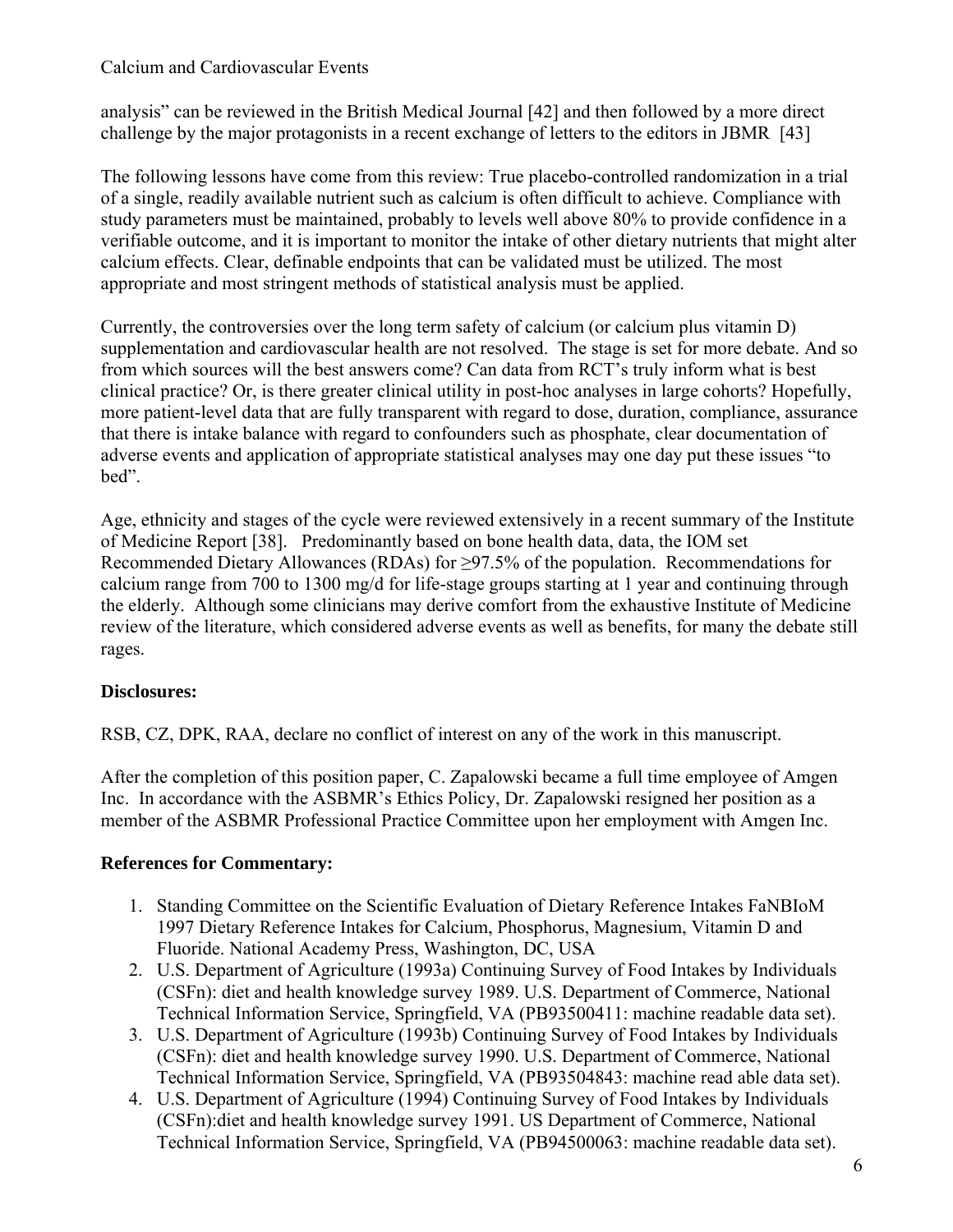analysis" can be reviewed in the British Medical Journal [42] and then followed by a more direct challenge by the major protagonists in a recent exchange of letters to the editors in JBMR [43]

The following lessons have come from this review: True placebo-controlled randomization in a trial of a single, readily available nutrient such as calcium is often difficult to achieve. Compliance with study parameters must be maintained, probably to levels well above 80% to provide confidence in a verifiable outcome, and it is important to monitor the intake of other dietary nutrients that might alter calcium effects. Clear, definable endpoints that can be validated must be utilized. The most appropriate and most stringent methods of statistical analysis must be applied.

Currently, the controversies over the long term safety of calcium (or calcium plus vitamin D) supplementation and cardiovascular health are not resolved. The stage is set for more debate. And so from which sources will the best answers come? Can data from RCT's truly inform what is best clinical practice? Or, is there greater clinical utility in post-hoc analyses in large cohorts? Hopefully, more patient-level data that are fully transparent with regard to dose, duration, compliance, assurance that there is intake balance with regard to confounders such as phosphate, clear documentation of adverse events and application of appropriate statistical analyses may one day put these issues "to bed".

Age, ethnicity and stages of the cycle were reviewed extensively in a recent summary of the Institute of Medicine Report [38]. Predominantly based on bone health data, data, the IOM set Recommended Dietary Allowances (RDAs) for ≥97.5% of the population. Recommendations for calcium range from 700 to 1300 mg/d for life-stage groups starting at 1 year and continuing through the elderly. Although some clinicians may derive comfort from the exhaustive Institute of Medicine review of the literature, which considered adverse events as well as benefits, for many the debate still rages.

**Disclosures:**

RSB, CZ, DPK, RAA, declare no conflict of interest on any of the work in this manuscript.

After the completion of this position paper, C. Zapalowski became a full time employee of Amgen Inc. In accordance with the ASBMR's Ethics Policy, Dr. Zapalowski resigned her position as a member of the ASBMR Professional Practice Committee upon her employment with Amgen Inc.

**References for Commentary:**

1. Standing Committee on the Scientific Evaluation of Dietary Reference Intakes FaNBIoM 1997 Dietary Reference Intakes for Calcium, Phosphorus, Magnesium, Vitamin D and Fluoride. National Academy Press, Washington, DC, USA
2. U.S. Department of Agriculture (1993a) Continuing Survey of Food Intakes by Individuals (CSFn): diet and health knowledge survey 1989. U.S. Department of Commerce, National Technical Information Service, Springfield, VA (PB93500411: machine readable data set).
3. U.S. Department of Agriculture (1993b) Continuing Survey of Food Intakes by Individuals (CSFn): diet and health knowledge survey 1990. U.S. Department of Commerce, National Technical Information Service, Springfield, VA (PB93504843: machine read able data set).
4. U.S. Department of Agriculture (1994) Continuing Survey of Food Intakes by Individuals (CSFn):diet and health knowledge survey 1991. US Department of Commerce, National Technical Information Service, Springfield, VA (PB94500063: machine readable data set).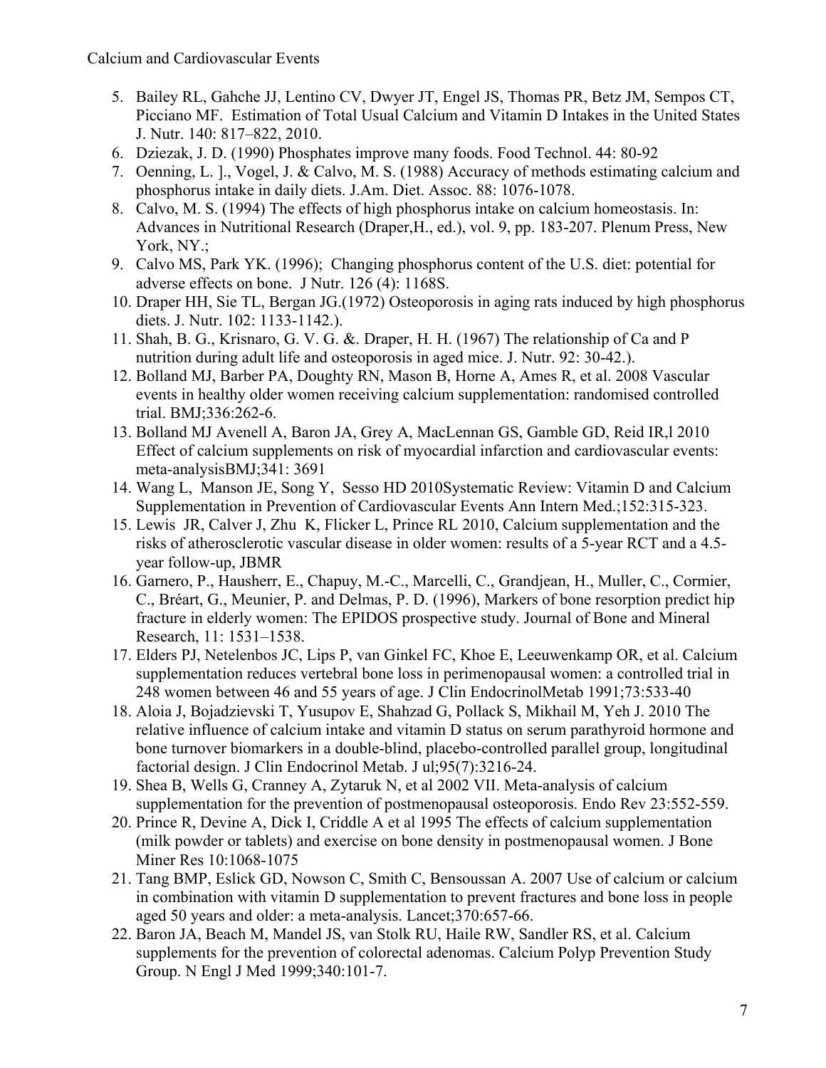5. Bailey RL, Gahche JJ, Lentino CV, Dwyer JT, Engel JS, Thomas PR, Betz JM, Sempos CT, Picciano MF. Estimation of Total Usual Calcium and Vitamin D Intakes in the United States J. Nutr. 140: 817–822, 2010.
6. Dziezak, J. D. (1990) Phosphates improve many foods. Food Technol. 44: 80-92
7. Oenning, L. ]., Vogel, J. & Calvo, M. S. (1988) Accuracy of methods estimating calcium and phosphorus intake in daily diets. J.Am. Diet. Assoc. 88: 1076-1078.
8. Calvo, M. S. (1994) The effects of high phosphorus intake on calcium homeostasis. In: Advances in Nutritional Research (Draper,H., ed.), vol. 9, pp. 183-207. Plenum Press, New York, NY.;
9. Calvo MS, Park YK. (1996); Changing phosphorus content of the U.S. diet: potential for adverse effects on bone. J Nutr. 126 (4): 1168S.
10. Draper HH, Sie TL, Bergan JG.(1972) Osteoporosis in aging rats induced by high phosphorus diets. J. Nutr. 102: 1133-1142.).
11. Shah, B. G., Krisnaro, G. V. G. &. Draper, H. H. (1967) The relationship of Ca and P nutrition during adult life and osteoporosis in aged mice. J. Nutr. 92: 30-42.).
12. Bolland MJ, Barber PA, Doughty RN, Mason B, Horne A, Ames R, et al. 2008 Vascular events in healthy older women receiving calcium supplementation: randomised controlled trial. BMJ;336:262-6.
13. Bolland MJ Avenell A, Baron JA, Grey A, MacLennan GS, Gamble GD, Reid IR,l 2010 Effect of calcium supplements on risk of myocardial infarction and cardiovascular events: meta-analysisBMJ;341: 3691
14. Wang L, Manson JE, Song Y, Sesso HD 2010Systematic Review: Vitamin D and Calcium Supplementation in Prevention of Cardiovascular Events Ann Intern Med.;152:315-323.
15. Lewis JR, Calver J, Zhu K, Flicker L, Prince RL 2010, Calcium supplementation and the risks of atherosclerotic vascular disease in older women: results of a 5-year RCT and a 4.5-year follow-up, JBMR
16. Garnero, P., Hausherr, E., Chapuy, M.-C., Marcelli, C., Grandjean, H., Muller, C., Cormier, C., Bréart, G., Meunier, P. and Delmas, P. D. (1996), Markers of bone resorption predict hip fracture in elderly women: The EPIDOS prospective study. Journal of Bone and Mineral Research, 11: 1531–1538.
17. Elders PJ, Netelenbos JC, Lips P, van Ginkel FC, Khoe E, Leeuwenkamp OR, et al. Calcium supplementation reduces vertebral bone loss in perimenopausal women: a controlled trial in 248 women between 46 and 55 years of age. J Clin EndocrinolMetab 1991;73:533-40
18. Aloia J, Bojadzievski T, Yusupov E, Shahzad G, Pollack S, Mikhail M, Yeh J. 2010 The relative influence of calcium intake and vitamin D status on serum parathyroid hormone and bone turnover biomarkers in a double-blind, placebo-controlled parallel group, longitudinal factorial design. J Clin Endocrinol Metab. J ul;95(7):3216-24.
19. Shea B, Wells G, Cranney A, Zytaruk N, et al 2002 VII. Meta-analysis of calcium supplementation for the prevention of postmenopausal osteoporosis. Endo Rev 23:552-559.
20. Prince R, Devine A, Dick I, Criddle A et al 1995 The effects of calcium supplementation (milk powder or tablets) and exercise on bone density in postmenopausal women. J Bone Miner Res 10:1068-1075
21. Tang BMP, Eslick GD, Nowson C, Smith C, Bensoussan A. 2007 Use of calcium or calcium in combination with vitamin D supplementation to prevent fractures and bone loss in people aged 50 years and older: a meta-analysis. Lancet;370:657-66.
22. Baron JA, Beach M, Mandel JS, van Stolk RU, Haile RW, Sandler RS, et al. Calcium supplements for the prevention of colorectal adenomas. Calcium Polyp Prevention Study Group. N Engl J Med 1999;340:101-7.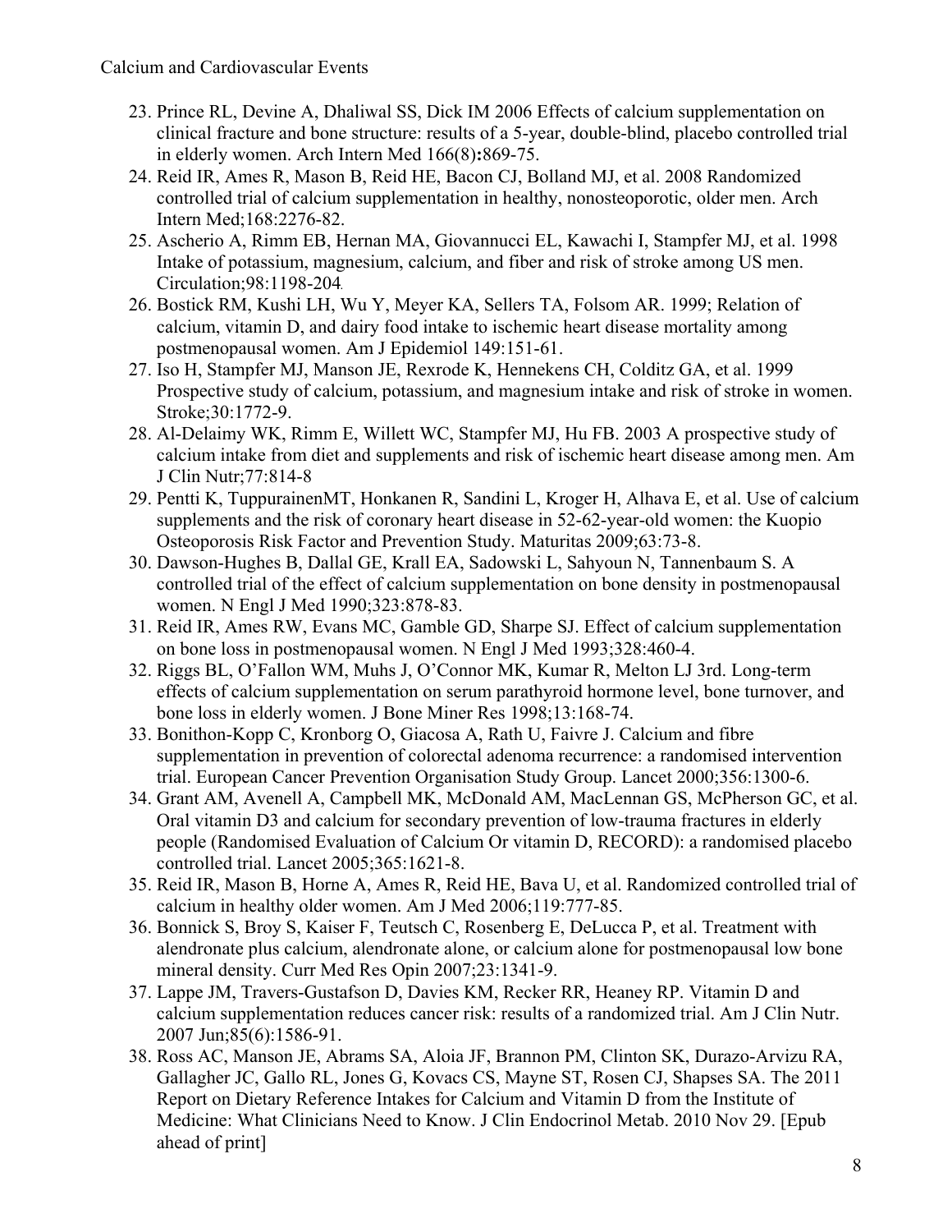23. Prince RL, Devine A, Dhaliwal SS, Dick IM 2006 Effects of calcium supplementation on clinical fracture and bone structure: results of a 5-year, double-blind, placebo controlled trial in elderly women. Arch Intern Med 166(8)**:**869-75.
24. Reid IR, Ames R, Mason B, Reid HE, Bacon CJ, Bolland MJ, et al. 2008 Randomized controlled trial of calcium supplementation in healthy, nonosteoporotic, older men. Arch Intern Med;168:2276-82.
25. Ascherio A, Rimm EB, Hernan MA, Giovannucci EL, Kawachi I, Stampfer MJ, et al. 1998 Intake of potassium, magnesium, calcium, and fiber and risk of stroke among US men. Circulation;98:1198-204.
26. Bostick RM, Kushi LH, Wu Y, Meyer KA, Sellers TA, Folsom AR. 1999; Relation of calcium, vitamin D, and dairy food intake to ischemic heart disease mortality among postmenopausal women. Am J Epidemiol 149:151-61.
27. Iso H, Stampfer MJ, Manson JE, Rexrode K, Hennekens CH, Colditz GA, et al. 1999 Prospective study of calcium, potassium, and magnesium intake and risk of stroke in women. Stroke;30:1772-9.
28. Al-Delaimy WK, Rimm E, Willett WC, Stampfer MJ, Hu FB. 2003 A prospective study of calcium intake from diet and supplements and risk of ischemic heart disease among men. Am J Clin Nutr;77:814-8
29. Pentti K, TuppurainenMT, Honkanen R, Sandini L, Kroger H, Alhava E, et al. Use of calcium supplements and the risk of coronary heart disease in 52-62-year-old women: the Kuopio Osteoporosis Risk Factor and Prevention Study. Maturitas 2009;63:73-8.
30. Dawson-Hughes B, Dallal GE, Krall EA, Sadowski L, Sahyoun N, Tannenbaum S. A controlled trial of the effect of calcium supplementation on bone density in postmenopausal women. N Engl J Med 1990;323:878-83.
31. Reid IR, Ames RW, Evans MC, Gamble GD, Sharpe SJ. Effect of calcium supplementation on bone loss in postmenopausal women. N Engl J Med 1993;328:460-4.
32. Riggs BL, O'Fallon WM, Muhs J, O'Connor MK, Kumar R, Melton LJ 3rd. Long-term effects of calcium supplementation on serum parathyroid hormone level, bone turnover, and bone loss in elderly women. J Bone Miner Res 1998;13:168-74.
33. Bonithon-Kopp C, Kronborg O, Giacosa A, Rath U, Faivre J. Calcium and fibre supplementation in prevention of colorectal adenoma recurrence: a randomised intervention trial. European Cancer Prevention Organisation Study Group. Lancet 2000;356:1300-6.
34. Grant AM, Avenell A, Campbell MK, McDonald AM, MacLennan GS, McPherson GC, et al. Oral vitamin D3 and calcium for secondary prevention of low-trauma fractures in elderly people (Randomised Evaluation of Calcium Or vitamin D, RECORD): a randomised placebo controlled trial. Lancet 2005;365:1621-8.
35. Reid IR, Mason B, Horne A, Ames R, Reid HE, Bava U, et al. Randomized controlled trial of calcium in healthy older women. Am J Med 2006;119:777-85.
36. Bonnick S, Broy S, Kaiser F, Teutsch C, Rosenberg E, DeLucca P, et al. Treatment with alendronate plus calcium, alendronate alone, or calcium alone for postmenopausal low bone mineral density. Curr Med Res Opin 2007;23:1341-9.
37. Lappe JM, Travers-Gustafson D, Davies KM, Recker RR, Heaney RP. Vitamin D and calcium supplementation reduces cancer risk: results of a randomized trial. Am J Clin Nutr. 2007 Jun;85(6):1586-91.
38. Ross AC, Manson JE, Abrams SA, Aloia JF, Brannon PM, Clinton SK, Durazo-Arvizu RA, Gallagher JC, Gallo RL, Jones G, Kovacs CS, Mayne ST, Rosen CJ, Shapses SA. The 2011 Report on Dietary Reference Intakes for Calcium and Vitamin D from the Institute of Medicine: What Clinicians Need to Know. J Clin Endocrinol Metab. 2010 Nov 29. [Epub ahead of print]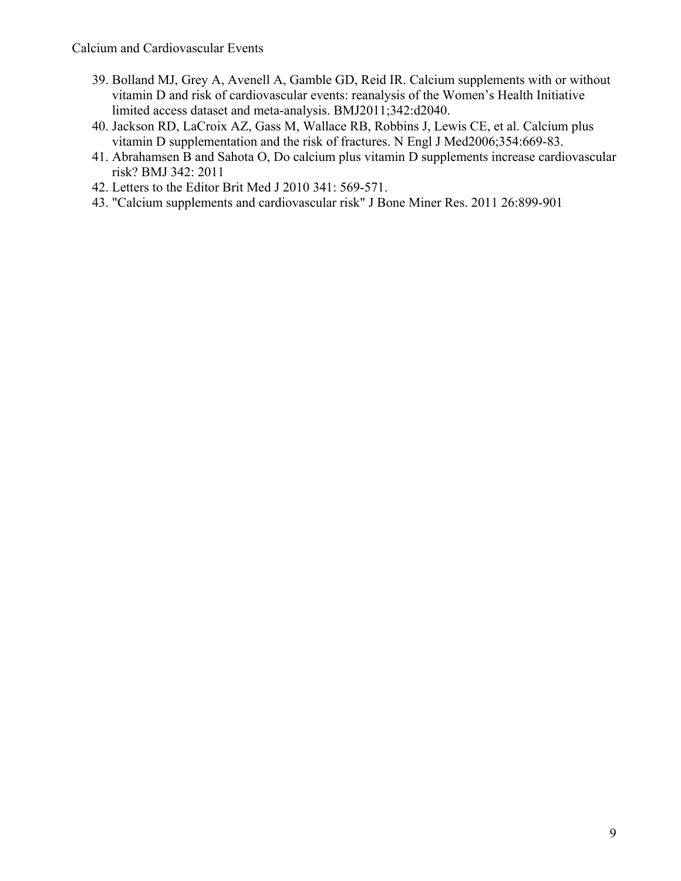39. Bolland MJ, Grey A, Avenell A, Gamble GD, Reid IR. Calcium supplements with or without vitamin D and risk of cardiovascular events: reanalysis of the Women's Health Initiative limited access dataset and meta-analysis. BMJ2011;342:d2040.
40. Jackson RD, LaCroix AZ, Gass M, Wallace RB, Robbins J, Lewis CE, et al. Calcium plus vitamin D supplementation and the risk of fractures. N Engl J Med2006;354:669-83.
41. Abrahamsen B and Sahota O, Do calcium plus vitamin D supplements increase cardiovascular risk? BMJ 342: 2011
42. Letters to the Editor Brit Med J 2010 341: 569-571.
43. "Calcium supplements and cardiovascular risk" J Bone Miner Res. 2011 26:899-901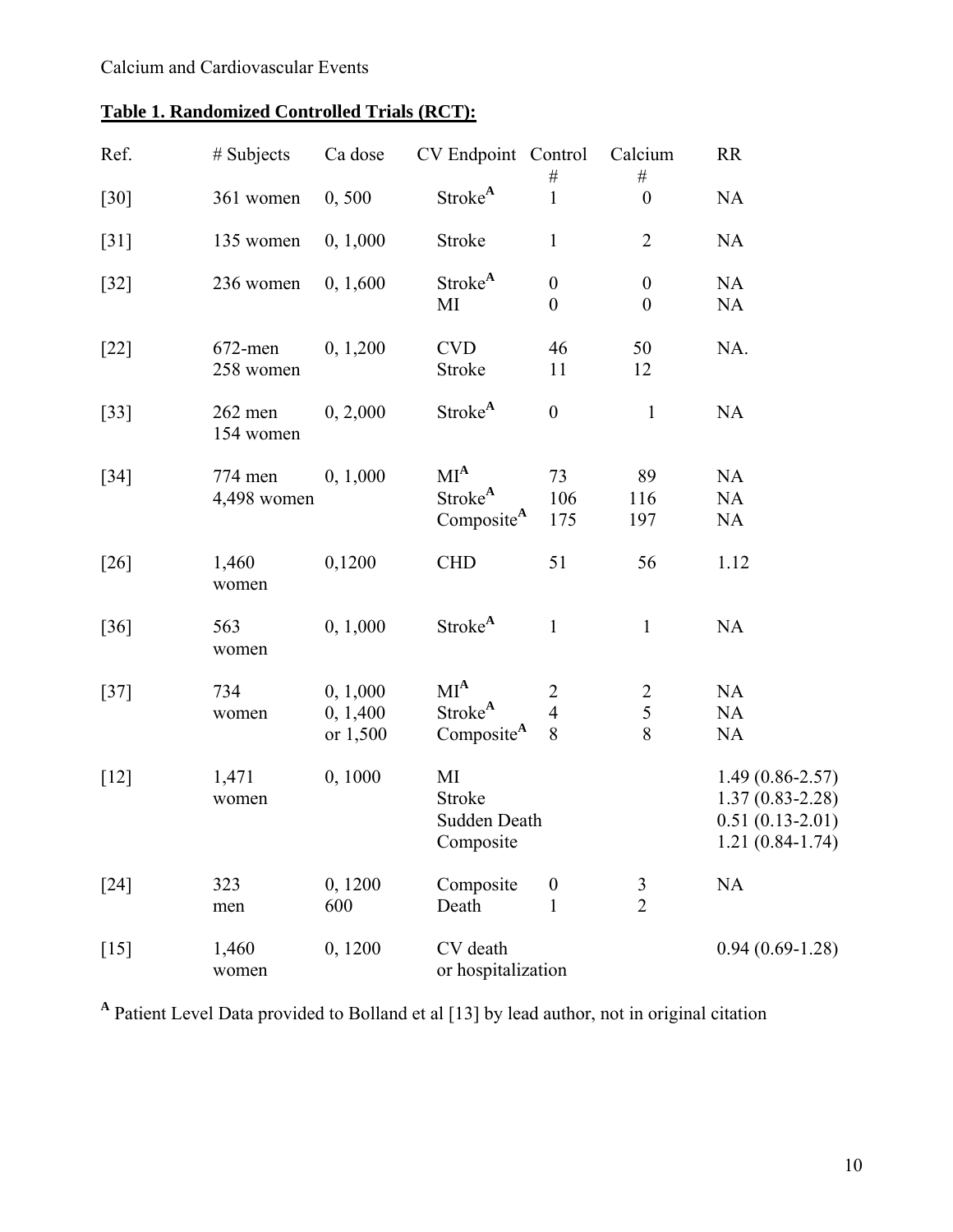**Table 1. Randomized Controlled Trials (RCT):**

| Ref. | # Subjects | Ca dose | CV Endpoint | Control # | Calcium # | RR |
|---|---|---|---|---|---|---|
| [30] | 361 women | 0, 500 | Stroke[A] | 1 | 0 | NA |
| [31] | 135 women | 0, 1,000 | Stroke | 1 | 2 | NA |
| [32] | 236 women | 0, 1,600 | Stroke[A] | 0 | 0 | NA |
| | | | MI | 0 | 0 | NA |
| [22] | 672-men 258 women | 0, 1,200 | CVD | 46 | 50 | NA. |
| | | | Stroke | 11 | 12 | |
| [33] | 262 men 154 women | 0, 2,000 | Stroke[A] | 0 | 1 | NA |
| [34] | 774 men 4,498 women | 0, 1,000 | MI[A] | 73 | 89 | NA |
| | | | Stroke[A] | 106 | 116 | NA |
| | | | Composite[A] | 175 | 197 | NA |
| [26] | 1,460 women | 0,1200 | CHD | 51 | 56 | 1.12 |
| [36] | 563 women | 0, 1,000 | Stroke[A] | 1 | 1 | NA |
| [37] | 734 women | 0, 1,000 | MI[A] | 2 | 2 | NA |
| | | 0, 1,400 | Stroke[A] | 4 | 5 | NA |
| | | or 1,500 | Composite[A] | 8 | 8 | NA |
| [12] | 1,471 women | 0, 1000 | MI | | | 1.49 (0.86-2.57) |
| | | | Stroke | | | 1.37 (0.83-2.28) |
| | | | Sudden Death | | | 0.51 (0.13-2.01) |
| | | | Composite | | | 1.21 (0.84-1.74) |
| [24] | 323 men | 0, 1200 600 | Composite | 0 | 3 | NA |
| | | | Death | 1 | 2 | |
| [15] | 1,460 women | 0, 1200 | CV death or hospitalization | | | 0.94 (0.69-1.28) |

[A] Patient Level Data provided to Bolland et al [13] by lead author, not in original citation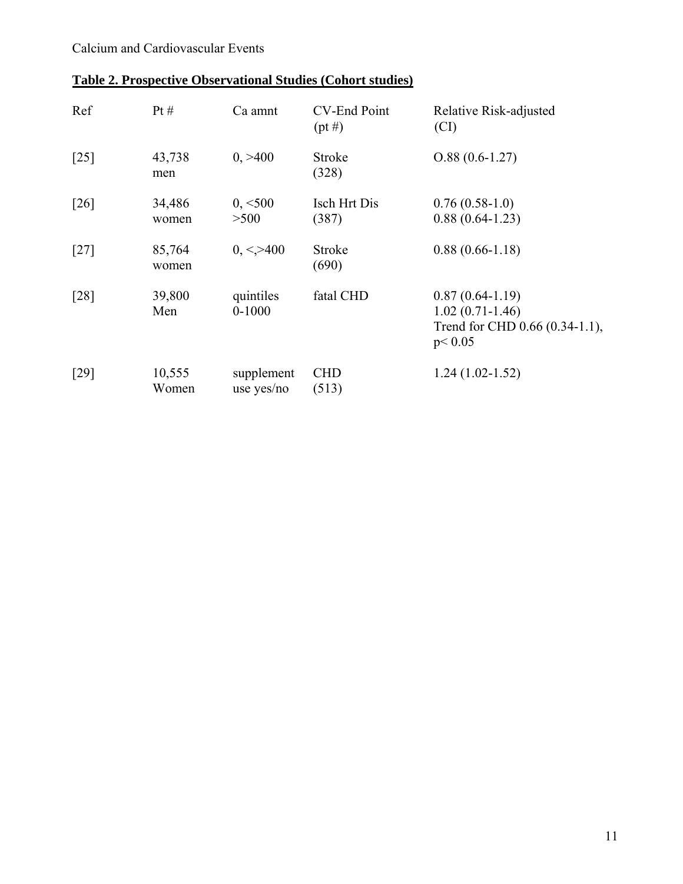## Table 2. Prospective Observational Studies (Cohort studies)

| Ref | Pt # | Ca amnt | CV-End Point (pt #) | Relative Risk-adjusted (CI) |
|---|---|---|---|---|
| [25] | 43,738 men | 0, >400 | Stroke (328) | O.88 (0.6-1.27) |
| [26] | 34,486 women | 0, <500 >500 | Isch Hrt Dis (387) | 0.76 (0.58-1.0) 0.88 (0.64-1.23) |
| [27] | 85,764 women | 0, <,>400 | Stroke (690) | 0.88 (0.66-1.18) |
| [28] | 39,800 Men | quintiles 0-1000 | fatal CHD | 0.87 (0.64-1.19) 1.02 (0.71-1.46) Trend for CHD 0.66 (0.34-1.1), $p < 0.05$ |
| [29] | 10,555 Women | supplement use yes/no | CHD (513) | 1.24 (1.02-1.52) |